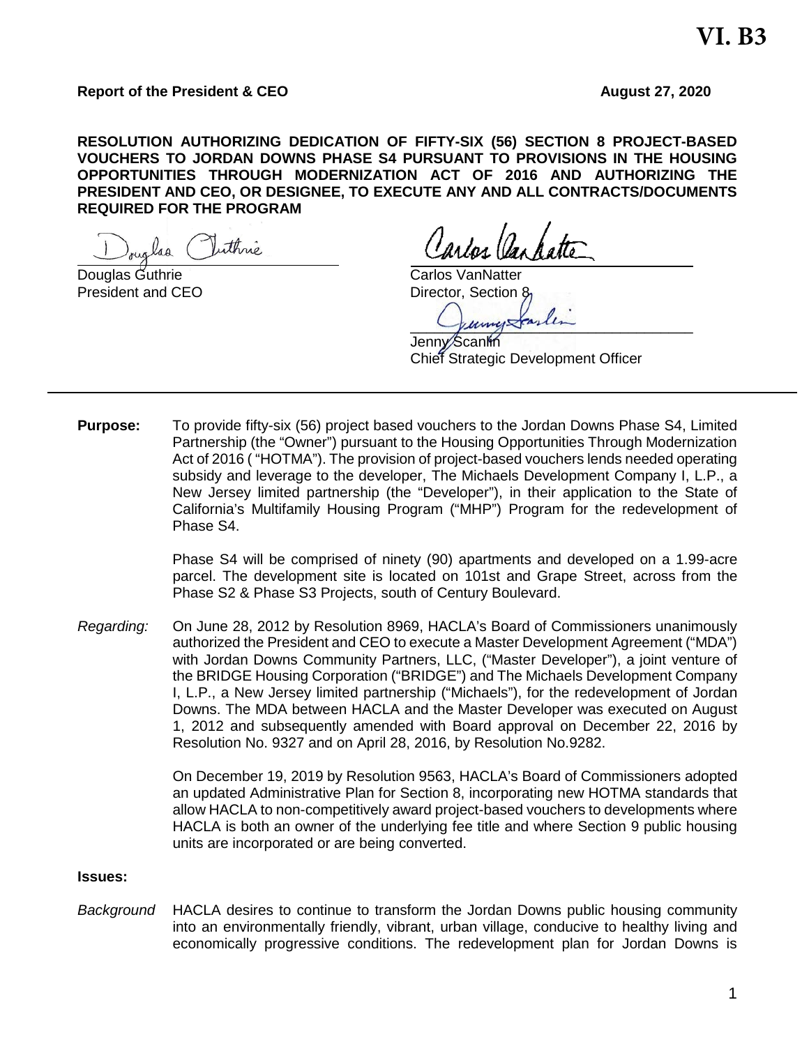**VI. B3**

**Report of the President & CEO** **August 27, 2020**

**RESOLUTION AUTHORIZING DEDICATION OF FIFTY-SIX (56) SECTION 8 PROJECT-BASED VOUCHERS TO JORDAN DOWNS PHASE S4 PURSUANT TO PROVISIONS IN THE HOUSING OPPORTUNITIES THROUGH MODERNIZATION ACT OF 2016 AND AUTHORIZING THE PRESIDENT AND CEO, OR DESIGNEE, TO EXECUTE ANY AND ALL CONTRACTS/DOCUMENTS REQUIRED FOR THE PROGRAM**

Douglas Guthrie
President and CEO

Carlos VanNatter
Director, Section 8

Jenny Scanlin
Chief Strategic Development Officer

---

**Purpose:** To provide fifty-six (56) project based vouchers to the Jordan Downs Phase S4, Limited Partnership (the "Owner") pursuant to the Housing Opportunities Through Modernization Act of 2016 ( "HOTMA"). The provision of project-based vouchers lends needed operating subsidy and leverage to the developer, The Michaels Development Company I, L.P., a New Jersey limited partnership (the "Developer"), in their application to the State of California's Multifamily Housing Program ("MHP") Program for the redevelopment of Phase S4.

Phase S4 will be comprised of ninety (90) apartments and developed on a 1.99-acre parcel. The development site is located on 101st and Grape Street, across from the Phase S2 & Phase S3 Projects, south of Century Boulevard.

*Regarding:* On June 28, 2012 by Resolution 8969, HACLA's Board of Commissioners unanimously authorized the President and CEO to execute a Master Development Agreement ("MDA") with Jordan Downs Community Partners, LLC, ("Master Developer"), a joint venture of the BRIDGE Housing Corporation ("BRIDGE") and The Michaels Development Company I, L.P., a New Jersey limited partnership ("Michaels"), for the redevelopment of Jordan Downs. The MDA between HACLA and the Master Developer was executed on August 1, 2012 and subsequently amended with Board approval on December 22, 2016 by Resolution No. 9327 and on April 28, 2016, by Resolution No.9282.

On December 19, 2019 by Resolution 9563, HACLA's Board of Commissioners adopted an updated Administrative Plan for Section 8, incorporating new HOTMA standards that allow HACLA to non-competitively award project-based vouchers to developments where HACLA is both an owner of the underlying fee title and where Section 9 public housing units are incorporated or are being converted.

**Issues:**

*Background* HACLA desires to continue to transform the Jordan Downs public housing community into an environmentally friendly, vibrant, urban village, conducive to healthy living and economically progressive conditions. The redevelopment plan for Jordan Downs is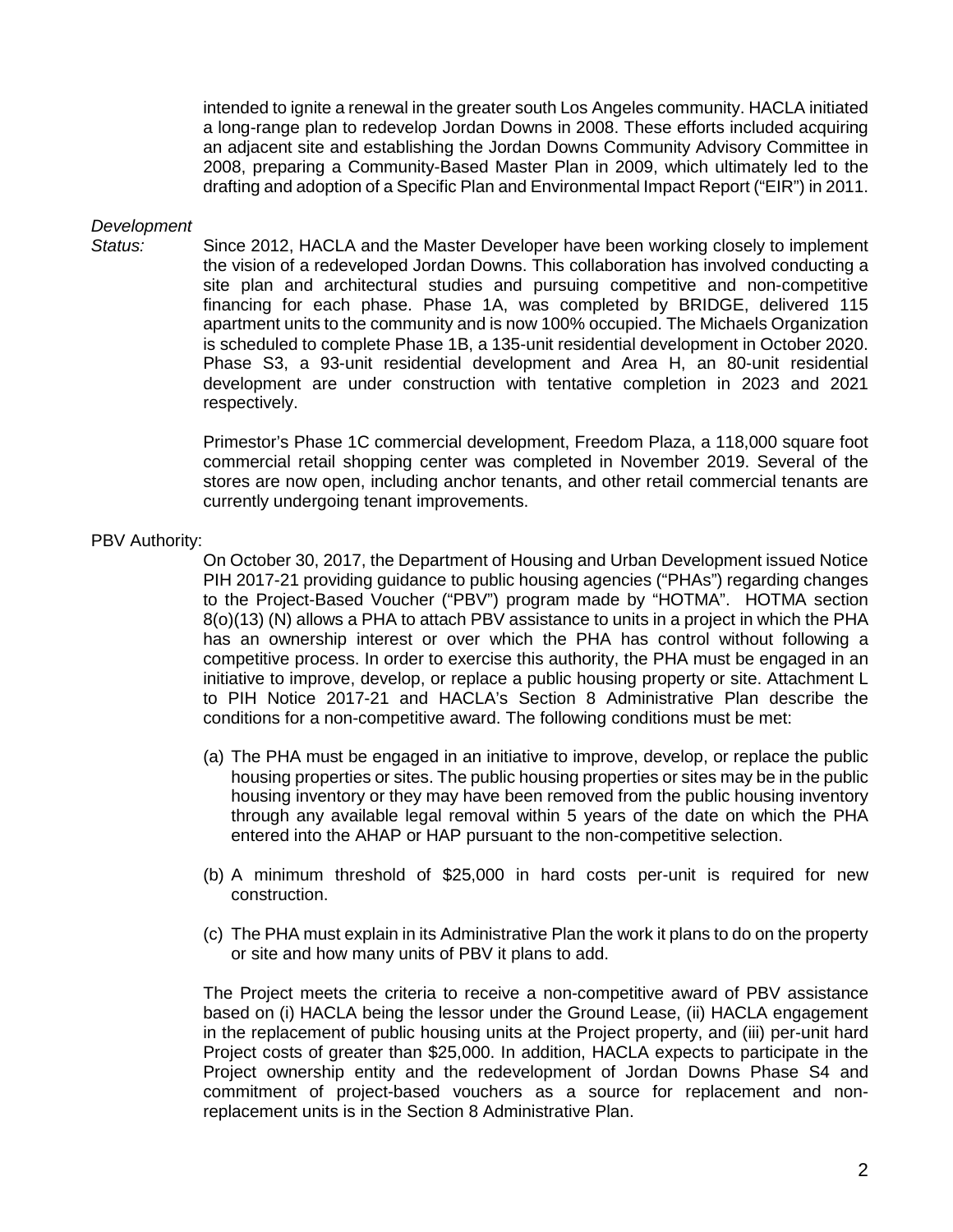intended to ignite a renewal in the greater south Los Angeles community. HACLA initiated a long-range plan to redevelop Jordan Downs in 2008. These efforts included acquiring an adjacent site and establishing the Jordan Downs Community Advisory Committee in 2008, preparing a Community-Based Master Plan in 2009, which ultimately led to the drafting and adoption of a Specific Plan and Environmental Impact Report ("EIR") in 2011.

*Development Status:* Since 2012, HACLA and the Master Developer have been working closely to implement the vision of a redeveloped Jordan Downs. This collaboration has involved conducting a site plan and architectural studies and pursuing competitive and non-competitive financing for each phase. Phase 1A, was completed by BRIDGE, delivered 115 apartment units to the community and is now 100% occupied. The Michaels Organization is scheduled to complete Phase 1B, a 135-unit residential development in October 2020. Phase S3, a 93-unit residential development and Area H, an 80-unit residential development are under construction with tentative completion in 2023 and 2021 respectively.

Primestor's Phase 1C commercial development, Freedom Plaza, a 118,000 square foot commercial retail shopping center was completed in November 2019. Several of the stores are now open, including anchor tenants, and other retail commercial tenants are currently undergoing tenant improvements.

PBV Authority:

On October 30, 2017, the Department of Housing and Urban Development issued Notice PIH 2017-21 providing guidance to public housing agencies ("PHAs") regarding changes to the Project-Based Voucher ("PBV") program made by "HOTMA". HOTMA section 8(o)(13) (N) allows a PHA to attach PBV assistance to units in a project in which the PHA has an ownership interest or over which the PHA has control without following a competitive process. In order to exercise this authority, the PHA must be engaged in an initiative to improve, develop, or replace a public housing property or site. Attachment L to PIH Notice 2017-21 and HACLA's Section 8 Administrative Plan describe the conditions for a non-competitive award. The following conditions must be met:

(a) The PHA must be engaged in an initiative to improve, develop, or replace the public housing properties or sites. The public housing properties or sites may be in the public housing inventory or they may have been removed from the public housing inventory through any available legal removal within 5 years of the date on which the PHA entered into the AHAP or HAP pursuant to the non-competitive selection.

(b) A minimum threshold of $25,000 in hard costs per-unit is required for new construction.

(c) The PHA must explain in its Administrative Plan the work it plans to do on the property or site and how many units of PBV it plans to add.

The Project meets the criteria to receive a non-competitive award of PBV assistance based on (i) HACLA being the lessor under the Ground Lease, (ii) HACLA engagement in the replacement of public housing units at the Project property, and (iii) per-unit hard Project costs of greater than $25,000. In addition, HACLA expects to participate in the Project ownership entity and the redevelopment of Jordan Downs Phase S4 and commitment of project-based vouchers as a source for replacement and non-replacement units is in the Section 8 Administrative Plan.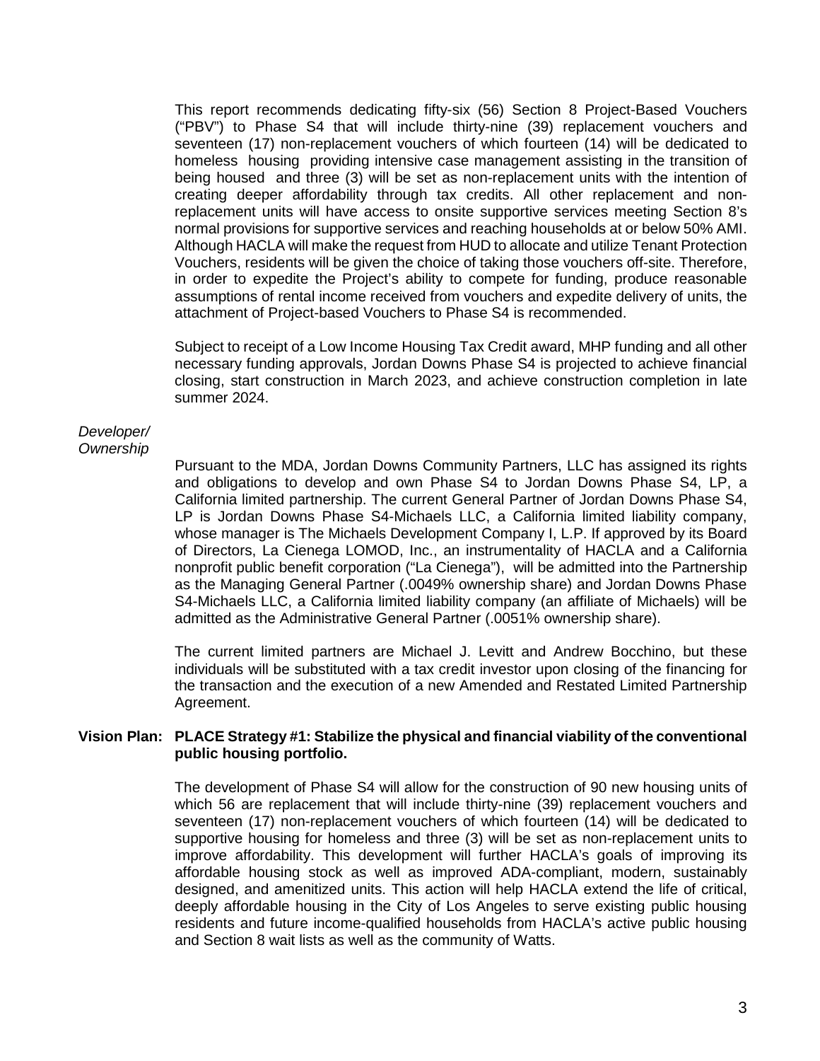This report recommends dedicating fifty-six (56) Section 8 Project-Based Vouchers ("PBV") to Phase S4 that will include thirty-nine (39) replacement vouchers and seventeen (17) non-replacement vouchers of which fourteen (14) will be dedicated to homeless housing providing intensive case management assisting in the transition of being housed and three (3) will be set as non-replacement units with the intention of creating deeper affordability through tax credits. All other replacement and non-replacement units will have access to onsite supportive services meeting Section 8's normal provisions for supportive services and reaching households at or below 50% AMI. Although HACLA will make the request from HUD to allocate and utilize Tenant Protection Vouchers, residents will be given the choice of taking those vouchers off-site. Therefore, in order to expedite the Project's ability to compete for funding, produce reasonable assumptions of rental income received from vouchers and expedite delivery of units, the attachment of Project-based Vouchers to Phase S4 is recommended.

Subject to receipt of a Low Income Housing Tax Credit award, MHP funding and all other necessary funding approvals, Jordan Downs Phase S4 is projected to achieve financial closing, start construction in March 2023, and achieve construction completion in late summer 2024.

*Developer/ Ownership*

Pursuant to the MDA, Jordan Downs Community Partners, LLC has assigned its rights and obligations to develop and own Phase S4 to Jordan Downs Phase S4, LP, a California limited partnership. The current General Partner of Jordan Downs Phase S4, LP is Jordan Downs Phase S4-Michaels LLC, a California limited liability company, whose manager is The Michaels Development Company I, L.P. If approved by its Board of Directors, La Cienega LOMOD, Inc., an instrumentality of HACLA and a California nonprofit public benefit corporation ("La Cienega"), will be admitted into the Partnership as the Managing General Partner (.0049% ownership share) and Jordan Downs Phase S4-Michaels LLC, a California limited liability company (an affiliate of Michaels) will be admitted as the Administrative General Partner (.0051% ownership share).

The current limited partners are Michael J. Levitt and Andrew Bocchino, but these individuals will be substituted with a tax credit investor upon closing of the financing for the transaction and the execution of a new Amended and Restated Limited Partnership Agreement.

**Vision Plan: PLACE Strategy #1: Stabilize the physical and financial viability of the conventional public housing portfolio.**

The development of Phase S4 will allow for the construction of 90 new housing units of which 56 are replacement that will include thirty-nine (39) replacement vouchers and seventeen (17) non-replacement vouchers of which fourteen (14) will be dedicated to supportive housing for homeless and three (3) will be set as non-replacement units to improve affordability. This development will further HACLA's goals of improving its affordable housing stock as well as improved ADA-compliant, modern, sustainably designed, and amenitized units. This action will help HACLA extend the life of critical, deeply affordable housing in the City of Los Angeles to serve existing public housing residents and future income-qualified households from HACLA's active public housing and Section 8 wait lists as well as the community of Watts.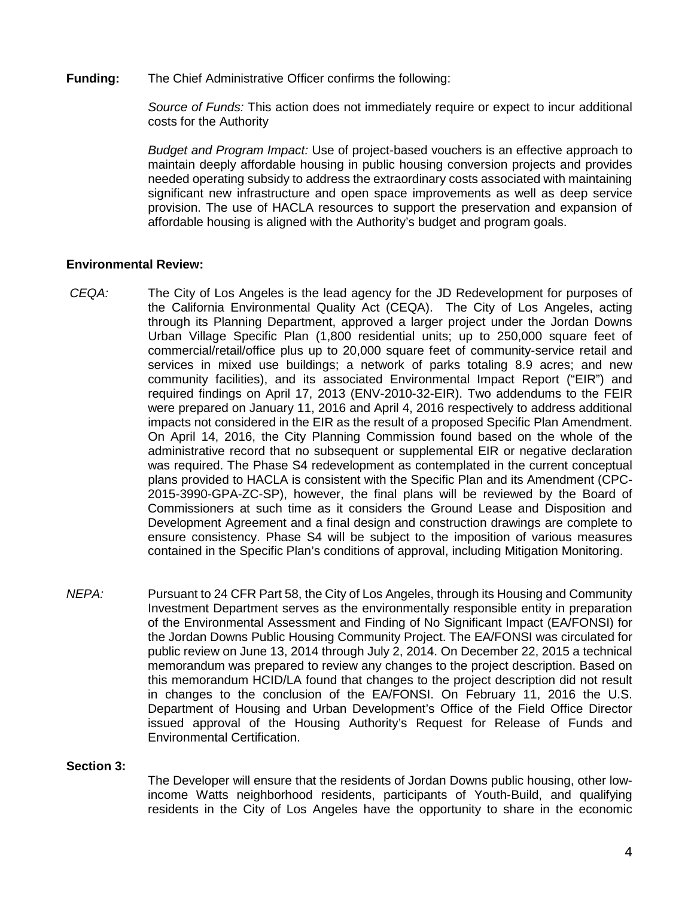**Funding:** The Chief Administrative Officer confirms the following:

*Source of Funds:* This action does not immediately require or expect to incur additional costs for the Authority

*Budget and Program Impact:* Use of project-based vouchers is an effective approach to maintain deeply affordable housing in public housing conversion projects and provides needed operating subsidy to address the extraordinary costs associated with maintaining significant new infrastructure and open space improvements as well as deep service provision. The use of HACLA resources to support the preservation and expansion of affordable housing is aligned with the Authority's budget and program goals.

**Environmental Review:**

*CEQA:* The City of Los Angeles is the lead agency for the JD Redevelopment for purposes of the California Environmental Quality Act (CEQA). The City of Los Angeles, acting through its Planning Department, approved a larger project under the Jordan Downs Urban Village Specific Plan (1,800 residential units; up to 250,000 square feet of commercial/retail/office plus up to 20,000 square feet of community-service retail and services in mixed use buildings; a network of parks totaling 8.9 acres; and new community facilities), and its associated Environmental Impact Report ("EIR") and required findings on April 17, 2013 (ENV-2010-32-EIR). Two addendums to the FEIR were prepared on January 11, 2016 and April 4, 2016 respectively to address additional impacts not considered in the EIR as the result of a proposed Specific Plan Amendment. On April 14, 2016, the City Planning Commission found based on the whole of the administrative record that no subsequent or supplemental EIR or negative declaration was required. The Phase S4 redevelopment as contemplated in the current conceptual plans provided to HACLA is consistent with the Specific Plan and its Amendment (CPC-2015-3990-GPA-ZC-SP), however, the final plans will be reviewed by the Board of Commissioners at such time as it considers the Ground Lease and Disposition and Development Agreement and a final design and construction drawings are complete to ensure consistency. Phase S4 will be subject to the imposition of various measures contained in the Specific Plan's conditions of approval, including Mitigation Monitoring.

*NEPA:* Pursuant to 24 CFR Part 58, the City of Los Angeles, through its Housing and Community Investment Department serves as the environmentally responsible entity in preparation of the Environmental Assessment and Finding of No Significant Impact (EA/FONSI) for the Jordan Downs Public Housing Community Project. The EA/FONSI was circulated for public review on June 13, 2014 through July 2, 2014. On December 22, 2015 a technical memorandum was prepared to review any changes to the project description. Based on this memorandum HCID/LA found that changes to the project description did not result in changes to the conclusion of the EA/FONSI. On February 11, 2016 the U.S. Department of Housing and Urban Development's Office of the Field Office Director issued approval of the Housing Authority's Request for Release of Funds and Environmental Certification.

**Section 3:**

The Developer will ensure that the residents of Jordan Downs public housing, other low-income Watts neighborhood residents, participants of Youth-Build, and qualifying residents in the City of Los Angeles have the opportunity to share in the economic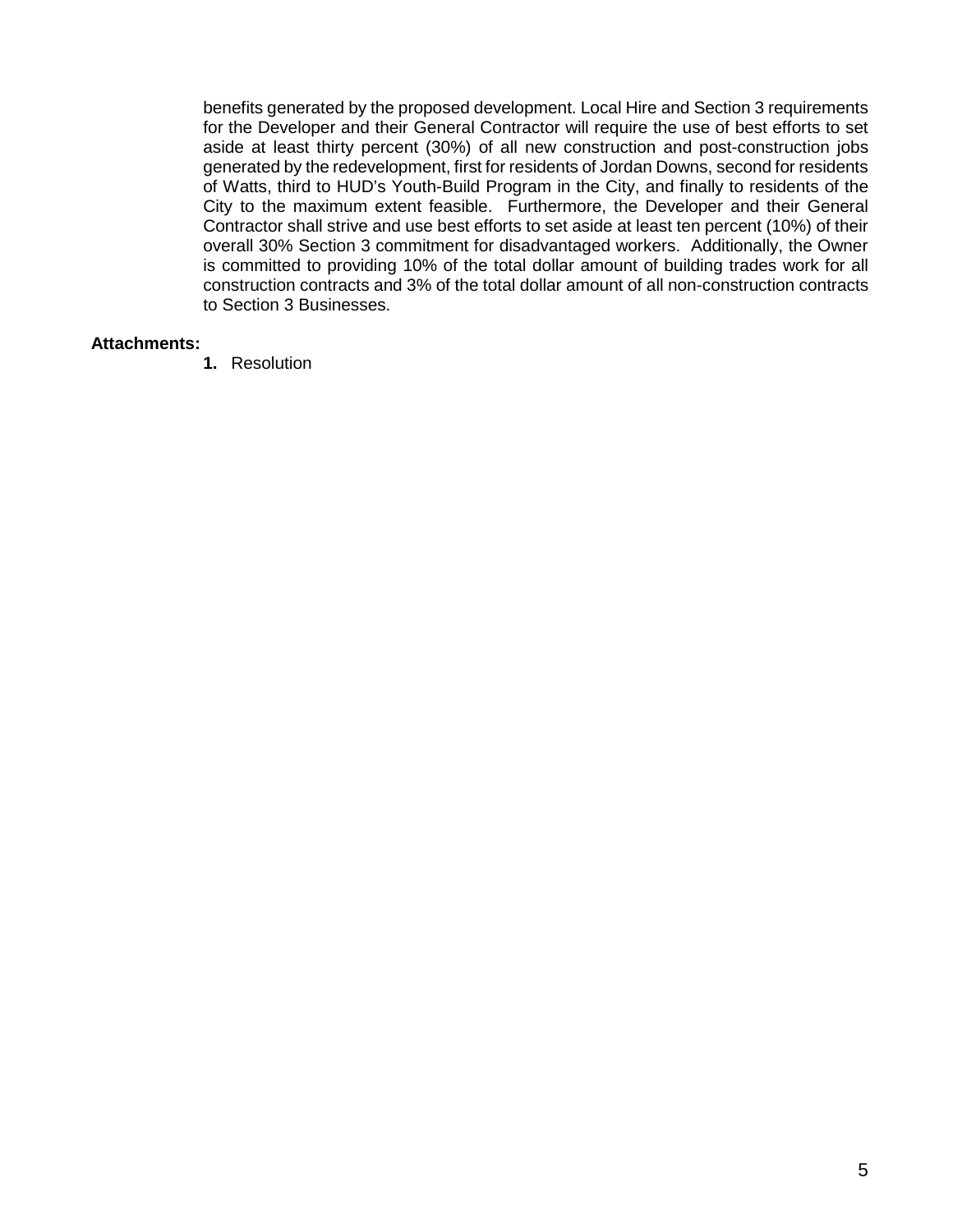benefits generated by the proposed development. Local Hire and Section 3 requirements for the Developer and their General Contractor will require the use of best efforts to set aside at least thirty percent (30%) of all new construction and post-construction jobs generated by the redevelopment, first for residents of Jordan Downs, second for residents of Watts, third to HUD's Youth-Build Program in the City, and finally to residents of the City to the maximum extent feasible. Furthermore, the Developer and their General Contractor shall strive and use best efforts to set aside at least ten percent (10%) of their overall 30% Section 3 commitment for disadvantaged workers. Additionally, the Owner is committed to providing 10% of the total dollar amount of building trades work for all construction contracts and 3% of the total dollar amount of all non-construction contracts to Section 3 Businesses.

**Attachments:**

**1.** Resolution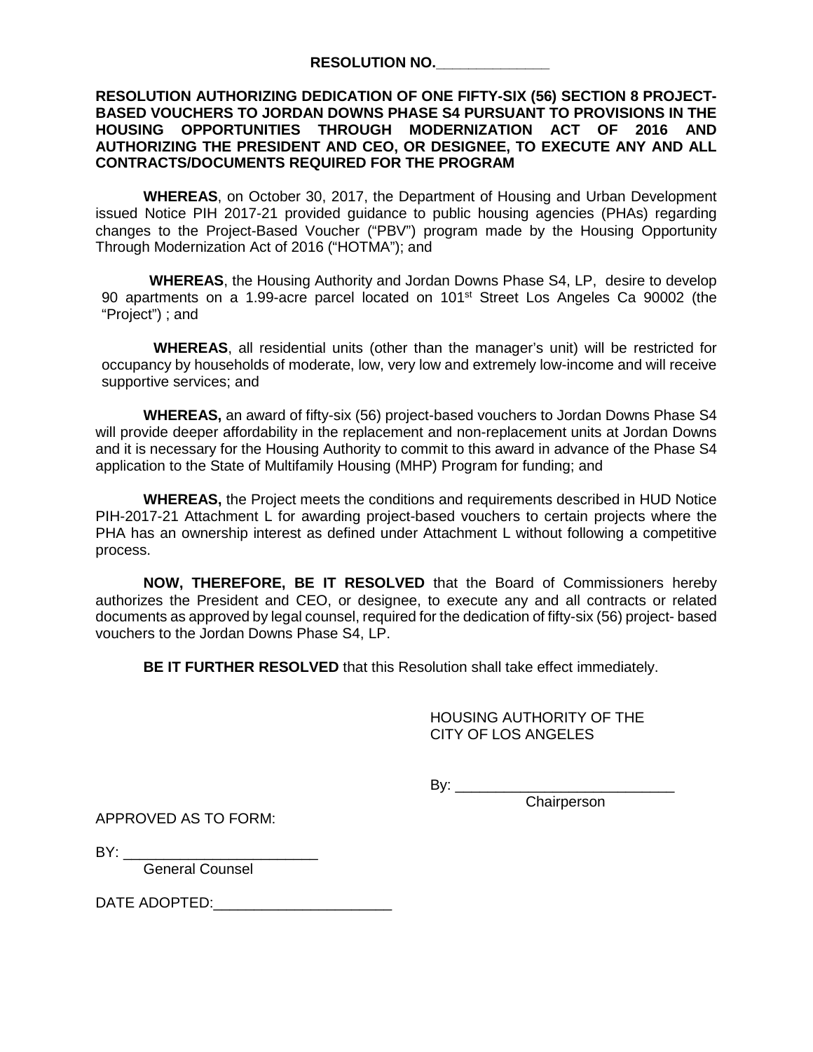**RESOLUTION NO.______________**

**RESOLUTION AUTHORIZING DEDICATION OF ONE FIFTY-SIX (56) SECTION 8 PROJECT-BASED VOUCHERS TO JORDAN DOWNS PHASE S4 PURSUANT TO PROVISIONS IN THE HOUSING OPPORTUNITIES THROUGH MODERNIZATION ACT OF 2016 AND AUTHORIZING THE PRESIDENT AND CEO, OR DESIGNEE, TO EXECUTE ANY AND ALL CONTRACTS/DOCUMENTS REQUIRED FOR THE PROGRAM**

**WHEREAS**, on October 30, 2017, the Department of Housing and Urban Development issued Notice PIH 2017-21 provided guidance to public housing agencies (PHAs) regarding changes to the Project-Based Voucher ("PBV") program made by the Housing Opportunity Through Modernization Act of 2016 ("HOTMA"); and

**WHEREAS**, the Housing Authority and Jordan Downs Phase S4, LP, desire to develop 90 apartments on a 1.99-acre parcel located on 101st Street Los Angeles Ca 90002 (the "Project") ; and

**WHEREAS**, all residential units (other than the manager's unit) will be restricted for occupancy by households of moderate, low, very low and extremely low-income and will receive supportive services; and

**WHEREAS,** an award of fifty-six (56) project-based vouchers to Jordan Downs Phase S4 will provide deeper affordability in the replacement and non-replacement units at Jordan Downs and it is necessary for the Housing Authority to commit to this award in advance of the Phase S4 application to the State of Multifamily Housing (MHP) Program for funding; and

**WHEREAS,** the Project meets the conditions and requirements described in HUD Notice PIH-2017-21 Attachment L for awarding project-based vouchers to certain projects where the PHA has an ownership interest as defined under Attachment L without following a competitive process.

**NOW, THEREFORE, BE IT RESOLVED** that the Board of Commissioners hereby authorizes the President and CEO, or designee, to execute any and all contracts or related documents as approved by legal counsel, required for the dedication of fifty-six (56) project- based vouchers to the Jordan Downs Phase S4, LP.

**BE IT FURTHER RESOLVED** that this Resolution shall take effect immediately.

HOUSING AUTHORITY OF THE
CITY OF LOS ANGELES

By: ___________________________
Chairperson

APPROVED AS TO FORM:

BY: ________________________
General Counsel

DATE ADOPTED:______________________